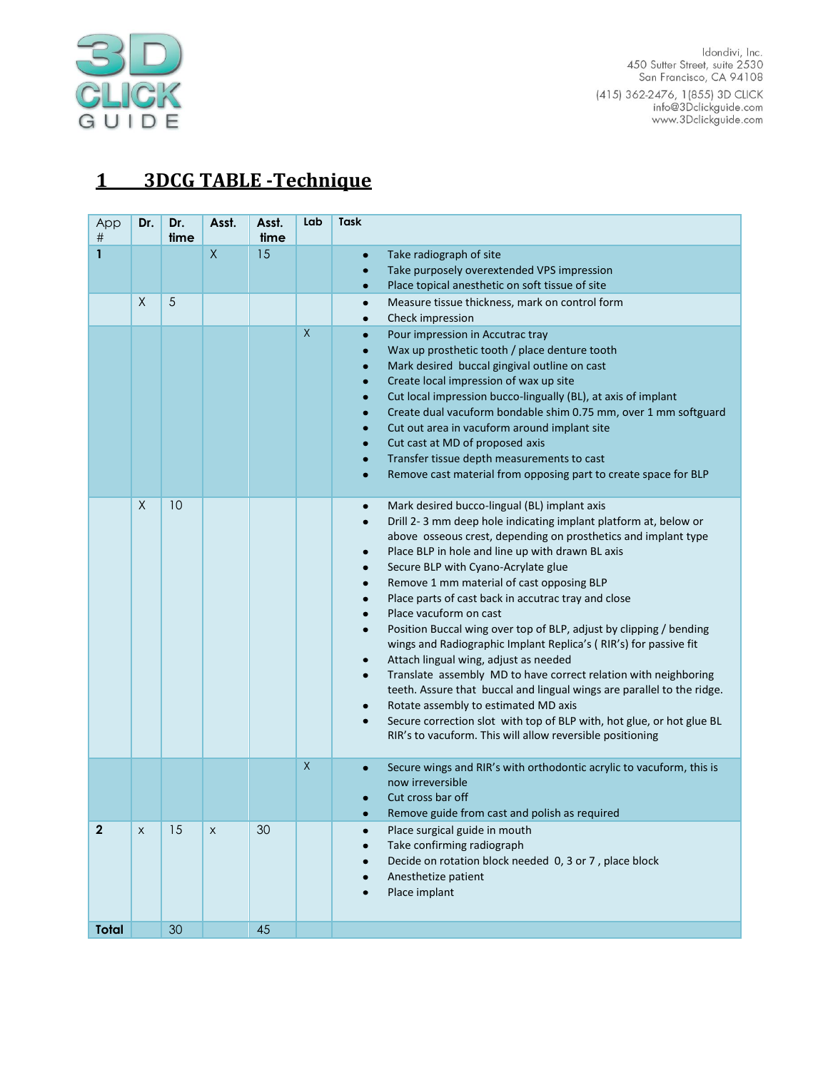Idondivi, Inc.
450 Sutter Street, suite 2530
San Francisco, CA 94108
(415) 362-2476, 1(855) 3D CLICK
info@3Dclickguide.com
www.3Dclickguide.com

# 1 3DCG TABLE -Technique

| App # | Dr. | Dr. time | Asst. | Asst. time | Lab | Task |
|---|---|---|---|---|---|---|
| **1** | | | X | 15 | | • Take radiograph of site<br>• Take purposely overextended VPS impression<br>• Place topical anesthetic on soft tissue of site |
| | X | 5 | | | | • Measure tissue thickness, mark on control form<br>• Check impression |
| | | | | | X | • Pour impression in Accutrac tray<br>• Wax up prosthetic tooth / place denture tooth<br>• Mark desired buccal gingival outline on cast<br>• Create local impression of wax up site<br>• Cut local impression bucco-lingually (BL), at axis of implant<br>• Create dual vacuform bondable shim 0.75 mm, over 1 mm softguard<br>• Cut out area in vacuform around implant site<br>• Cut cast at MD of proposed axis<br>• Transfer tissue depth measurements to cast<br>• Remove cast material from opposing part to create space for BLP |
| | X | 10 | | | | • Mark desired bucco-lingual (BL) implant axis<br>• Drill 2- 3 mm deep hole indicating implant platform at, below or above osseous crest, depending on prosthetics and implant type<br>• Place BLP in hole and line up with drawn BL axis<br>• Secure BLP with Cyano-Acrylate glue<br>• Remove 1 mm material of cast opposing BLP<br>• Place parts of cast back in accutrac tray and close<br>• Place vacuform on cast<br>• Position Buccal wing over top of BLP, adjust by clipping / bending wings and Radiographic Implant Replica's ( RIR's) for passive fit<br>• Attach lingual wing, adjust as needed<br>• Translate assembly MD to have correct relation with neighboring teeth. Assure that buccal and lingual wings are parallel to the ridge.<br>• Rotate assembly to estimated MD axis<br>• Secure correction slot with top of BLP with, hot glue, or hot glue BL RIR's to vacuform. This will allow reversible positioning |
| | | | | | X | • Secure wings and RIR's with orthodontic acrylic to vacuform, this is now irreversible<br>• Cut cross bar off<br>• Remove guide from cast and polish as required |
| **2** | x | 15 | x | 30 | | • Place surgical guide in mouth<br>• Take confirming radiograph<br>• Decide on rotation block needed 0, 3 or 7 , place block<br>• Anesthetize patient<br>• Place implant |
| **Total** | | 30 | | 45 | | |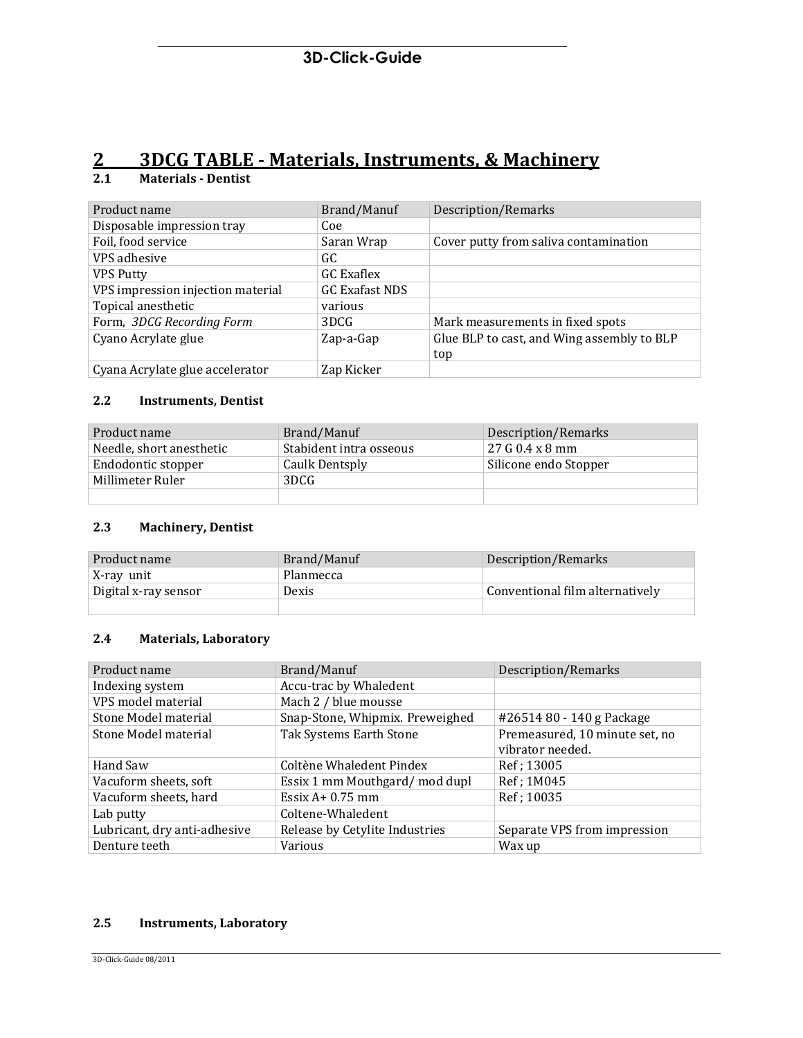# 2 3DCG TABLE - Materials, Instruments, & Machinery

## 2.1 Materials - Dentist

| Product name | Brand/Manuf | Description/Remarks |
|---|---|---|
| Disposable impression tray | Coe | |
| Foil, food service | Saran Wrap | Cover putty from saliva contamination |
| VPS adhesive | GC | |
| VPS Putty | GC Exaflex | |
| VPS impression injection material | GC Exafast NDS | |
| Topical anesthetic | various | |
| Form, *3DCG Recording Form* | 3DCG | Mark measurements in fixed spots |
| Cyano Acrylate glue | Zap-a-Gap | Glue BLP to cast, and Wing assembly to BLP top |
| Cyana Acrylate glue accelerator | Zap Kicker | |

## 2.2 Instruments, Dentist

| Product name | Brand/Manuf | Description/Remarks |
|---|---|---|
| Needle, short anesthetic | Stabident intra osseous | 27 G 0.4 x 8 mm |
| Endodontic stopper | Caulk Dentsply | Silicone endo Stopper |
| Millimeter Ruler | 3DCG | |
| | | |

## 2.3 Machinery, Dentist

| Product name | Brand/Manuf | Description/Remarks |
|---|---|---|
| X-ray unit | Planmecca | |
| Digital x-ray sensor | Dexis | Conventional film alternatively |
| | | |

## 2.4 Materials, Laboratory

| Product name | Brand/Manuf | Description/Remarks |
|---|---|---|
| Indexing system | Accu-trac by Whaledent | |
| VPS model material | Mach 2 / blue mousse | |
| Stone Model material | Snap-Stone, Whipmix. Preweighed | #26514 80 - 140 g Package |
| Stone Model material | Tak Systems Earth Stone | Premeasured, 10 minute set, no vibrator needed. |
| Hand Saw | Coltène Whaledent Pindex | Ref ; 13005 |
| Vacuform sheets, soft | Essix 1 mm Mouthgard/ mod dupl | Ref ; 1M045 |
| Vacuform sheets, hard | Essix A+ 0.75 mm | Ref ; 10035 |
| Lab putty | Coltene-Whaledent | |
| Lubricant, dry anti-adhesive | Release by Cetylite Industries | Separate VPS from impression |
| Denture teeth | Various | Wax up |

## 2.5 Instruments, Laboratory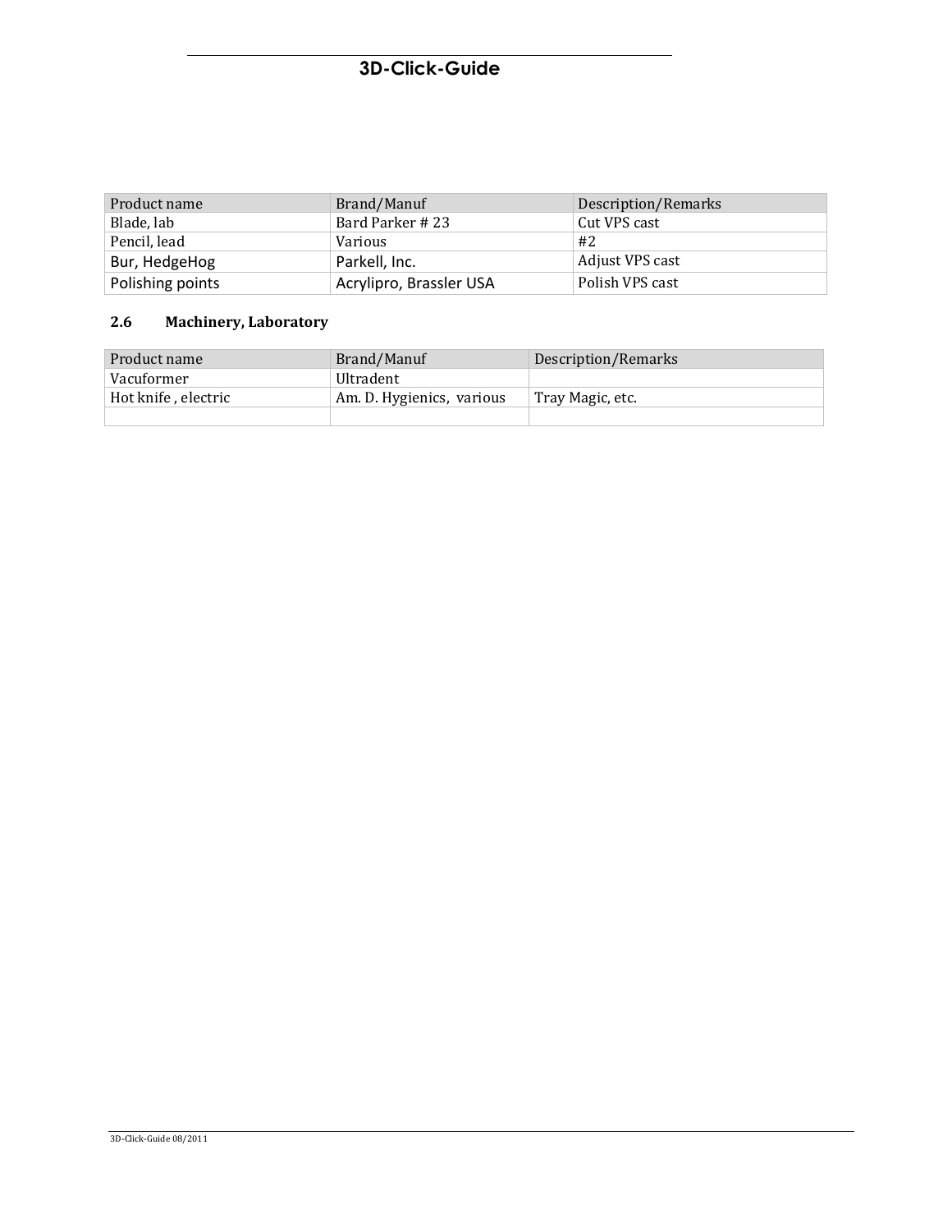| Product name | Brand/Manuf | Description/Remarks |
|---|---|---|
| Blade, lab | Bard Parker # 23 | Cut VPS cast |
| Pencil, lead | Various | #2 |
| Bur, HedgeHog | Parkell, Inc. | Adjust VPS cast |
| Polishing points | Acrylipro, Brassler USA | Polish VPS cast |

### 2.6 Machinery, Laboratory

| Product name | Brand/Manuf | Description/Remarks |
|---|---|---|
| Vacuformer | Ultradent | |
| Hot knife , electric | Am. D. Hygienics, various | Tray Magic, etc. |
| | | |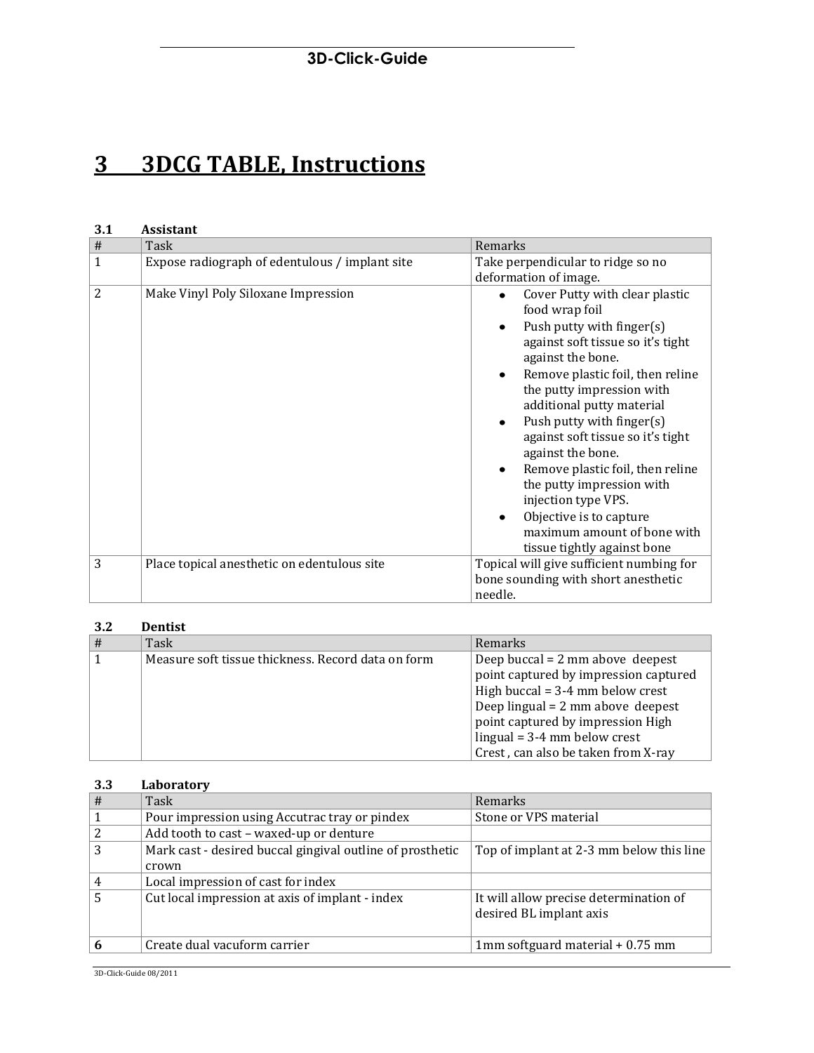# 3 3DCG TABLE, Instructions

### 3.1 Assistant

| # | Task | Remarks |
|---|---|---|
| 1 | Expose radiograph of edentulous / implant site | Take perpendicular to ridge so no deformation of image. |
| 2 | Make Vinyl Poly Siloxane Impression | • Cover Putty with clear plastic food wrap foil<br>• Push putty with finger(s) against soft tissue so it's tight against the bone.<br>• Remove plastic foil, then reline the putty impression with additional putty material<br>• Push putty with finger(s) against soft tissue so it's tight against the bone.<br>• Remove plastic foil, then reline the putty impression with injection type VPS.<br>• Objective is to capture maximum amount of bone with tissue tightly against bone |
| 3 | Place topical anesthetic on edentulous site | Topical will give sufficient numbing for bone sounding with short anesthetic needle. |

### 3.2 Dentist

| # | Task | Remarks |
|---|---|---|
| 1 | Measure soft tissue thickness. Record data on form | Deep buccal = 2 mm above deepest point captured by impression captured<br>High buccal = 3-4 mm below crest<br>Deep lingual = 2 mm above deepest point captured by impression High lingual = 3-4 mm below crest<br>Crest , can also be taken from X-ray |

### 3.3 Laboratory

| # | Task | Remarks |
|---|---|---|
| 1 | Pour impression using Accutrac tray or pindex | Stone or VPS material |
| 2 | Add tooth to cast – waxed-up or denture | |
| 3 | Mark cast - desired buccal gingival outline of prosthetic crown | Top of implant at 2-3 mm below this line |
| 4 | Local impression of cast for index | |
| 5 | Cut local impression at axis of implant - index | It will allow precise determination of desired BL implant axis |
| **6** | Create dual vacuform carrier | 1mm softguard material + 0.75 mm |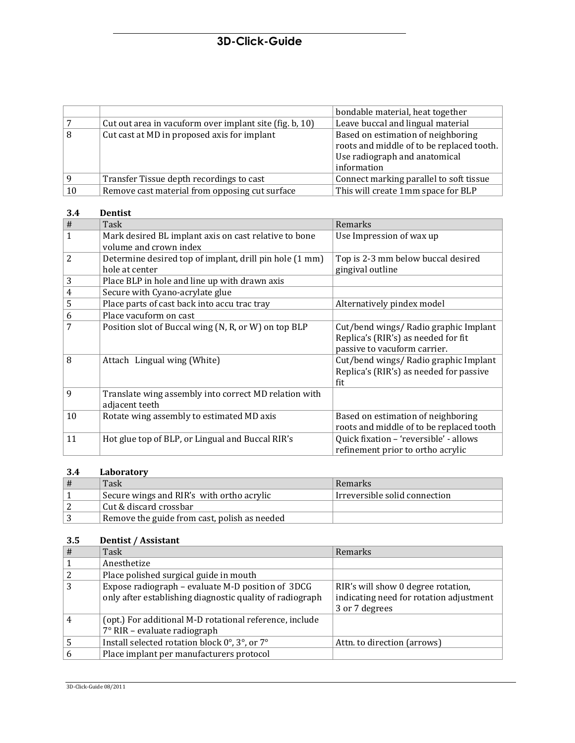| | | |
|---|---|---|
| | | bondable material, heat together |
| 7 | Cut out area in vacuform over implant site (fig. b, 10) | Leave buccal and lingual material |
| 8 | Cut cast at MD in proposed axis for implant | Based on estimation of neighboring roots and middle of to be replaced tooth. Use radiograph and anatomical information |
| 9 | Transfer Tissue depth recordings to cast | Connect marking parallel to soft tissue |
| 10 | Remove cast material from opposing cut surface | This will create 1mm space for BLP |

### 3.4 Dentist

| # | Task | Remarks |
|---|---|---|
| 1 | Mark desired BL implant axis on cast relative to bone volume and crown index | Use Impression of wax up |
| 2 | Determine desired top of implant, drill pin hole (1 mm) hole at center | Top is 2-3 mm below buccal desired gingival outline |
| 3 | Place BLP in hole and line up with drawn axis | |
| 4 | Secure with Cyano-acrylate glue | |
| 5 | Place parts of cast back into accu trac tray | Alternatively pindex model |
| 6 | Place vacuform on cast | |
| 7 | Position slot of Buccal wing (N, R, or W) on top BLP | Cut/bend wings/ Radio graphic Implant Replica's (RIR's) as needed for fit passive to vacuform carrier. |
| 8 | Attach Lingual wing (White) | Cut/bend wings/ Radio graphic Implant Replica's (RIR's) as needed for passive fit |
| 9 | Translate wing assembly into correct MD relation with adjacent teeth | |
| 10 | Rotate wing assembly to estimated MD axis | Based on estimation of neighboring roots and middle of to be replaced tooth |
| 11 | Hot glue top of BLP, or Lingual and Buccal RIR's | Quick fixation – 'reversible' - allows refinement prior to ortho acrylic |

### 3.4 Laboratory

| # | Task | Remarks |
|---|---|---|
| 1 | Secure wings and RIR's with ortho acrylic | Irreversible solid connection |
| 2 | Cut & discard crossbar | |
| 3 | Remove the guide from cast, polish as needed | |

### 3.5 Dentist / Assistant

| # | Task | Remarks |
|---|---|---|
| 1 | Anesthetize | |
| 2 | Place polished surgical guide in mouth | |
| 3 | Expose radiograph – evaluate M-D position of 3DCG only after establishing diagnostic quality of radiograph | RIR's will show 0 degree rotation, indicating need for rotation adjustment 3 or 7 degrees |
| 4 | (opt.) For additional M-D rotational reference, include 7° RIR – evaluate radiograph | |
| 5 | Install selected rotation block 0°, 3°, or 7° | Attn. to direction (arrows) |
| 6 | Place implant per manufacturers protocol | |